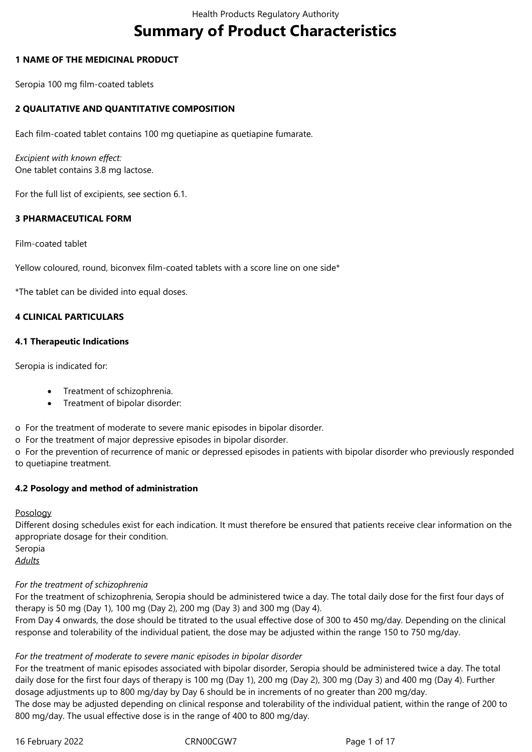# Summary of Product Characteristics

**1 NAME OF THE MEDICINAL PRODUCT**

Seropia 100 mg film-coated tablets

**2 QUALITATIVE AND QUANTITATIVE COMPOSITION**

Each film-coated tablet contains 100 mg quetiapine as quetiapine fumarate.

*Excipient with known effect:*
One tablet contains 3.8 mg lactose.

For the full list of excipients, see section 6.1.

**3 PHARMACEUTICAL FORM**

Film-coated tablet

Yellow coloured, round, biconvex film-coated tablets with a score line on one side*

*The tablet can be divided into equal doses.

**4 CLINICAL PARTICULARS**

**4.1 Therapeutic Indications**

Seropia is indicated for:

- Treatment of schizophrenia.
- Treatment of bipolar disorder:

o For the treatment of moderate to severe manic episodes in bipolar disorder.
o For the treatment of major depressive episodes in bipolar disorder.
o For the prevention of recurrence of manic or depressed episodes in patients with bipolar disorder who previously responded to quetiapine treatment.

**4.2 Posology and method of administration**

Posology
Different dosing schedules exist for each indication. It must therefore be ensured that patients receive clear information on the appropriate dosage for their condition.
Seropia
*Adults*

*For the treatment of schizophrenia*
For the treatment of schizophrenia, Seropia should be administered twice a day. The total daily dose for the first four days of therapy is 50 mg (Day 1), 100 mg (Day 2), 200 mg (Day 3) and 300 mg (Day 4).
From Day 4 onwards, the dose should be titrated to the usual effective dose of 300 to 450 mg/day. Depending on the clinical response and tolerability of the individual patient, the dose may be adjusted within the range 150 to 750 mg/day.

*For the treatment of moderate to severe manic episodes in bipolar disorder*
For the treatment of manic episodes associated with bipolar disorder, Seropia should be administered twice a day. The total daily dose for the first four days of therapy is 100 mg (Day 1), 200 mg (Day 2), 300 mg (Day 3) and 400 mg (Day 4). Further dosage adjustments up to 800 mg/day by Day 6 should be in increments of no greater than 200 mg/day.
The dose may be adjusted depending on clinical response and tolerability of the individual patient, within the range of 200 to 800 mg/day. The usual effective dose is in the range of 400 to 800 mg/day.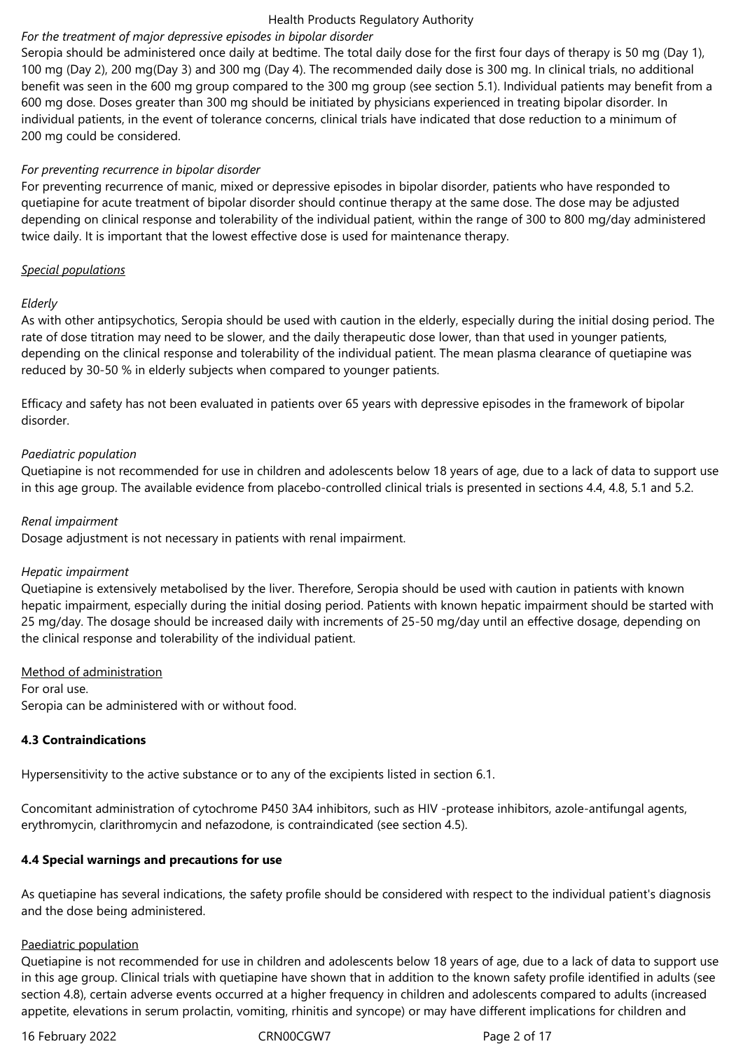*For the treatment of major depressive episodes in bipolar disorder*

Seropia should be administered once daily at bedtime. The total daily dose for the first four days of therapy is 50 mg (Day 1), 100 mg (Day 2), 200 mg(Day 3) and 300 mg (Day 4). The recommended daily dose is 300 mg. In clinical trials, no additional benefit was seen in the 600 mg group compared to the 300 mg group (see section 5.1). Individual patients may benefit from a 600 mg dose. Doses greater than 300 mg should be initiated by physicians experienced in treating bipolar disorder. In individual patients, in the event of tolerance concerns, clinical trials have indicated that dose reduction to a minimum of 200 mg could be considered.

*For preventing recurrence in bipolar disorder*

For preventing recurrence of manic, mixed or depressive episodes in bipolar disorder, patients who have responded to quetiapine for acute treatment of bipolar disorder should continue therapy at the same dose. The dose may be adjusted depending on clinical response and tolerability of the individual patient, within the range of 300 to 800 mg/day administered twice daily. It is important that the lowest effective dose is used for maintenance therapy.

*Special populations*

*Elderly*

As with other antipsychotics, Seropia should be used with caution in the elderly, especially during the initial dosing period. The rate of dose titration may need to be slower, and the daily therapeutic dose lower, than that used in younger patients, depending on the clinical response and tolerability of the individual patient. The mean plasma clearance of quetiapine was reduced by 30-50 % in elderly subjects when compared to younger patients.

Efficacy and safety has not been evaluated in patients over 65 years with depressive episodes in the framework of bipolar disorder.

*Paediatric population*

Quetiapine is not recommended for use in children and adolescents below 18 years of age, due to a lack of data to support use in this age group. The available evidence from placebo-controlled clinical trials is presented in sections 4.4, 4.8, 5.1 and 5.2.

*Renal impairment*

Dosage adjustment is not necessary in patients with renal impairment.

*Hepatic impairment*

Quetiapine is extensively metabolised by the liver. Therefore, Seropia should be used with caution in patients with known hepatic impairment, especially during the initial dosing period. Patients with known hepatic impairment should be started with 25 mg/day. The dosage should be increased daily with increments of 25-50 mg/day until an effective dosage, depending on the clinical response and tolerability of the individual patient.

Method of administration

For oral use.

Seropia can be administered with or without food.

**4.3 Contraindications**

Hypersensitivity to the active substance or to any of the excipients listed in section 6.1.

Concomitant administration of cytochrome P450 3A4 inhibitors, such as HIV -protease inhibitors, azole-antifungal agents, erythromycin, clarithromycin and nefazodone, is contraindicated (see section 4.5).

**4.4 Special warnings and precautions for use**

As quetiapine has several indications, the safety profile should be considered with respect to the individual patient's diagnosis and the dose being administered.

Paediatric population

Quetiapine is not recommended for use in children and adolescents below 18 years of age, due to a lack of data to support use in this age group. Clinical trials with quetiapine have shown that in addition to the known safety profile identified in adults (see section 4.8), certain adverse events occurred at a higher frequency in children and adolescents compared to adults (increased appetite, elevations in serum prolactin, vomiting, rhinitis and syncope) or may have different implications for children and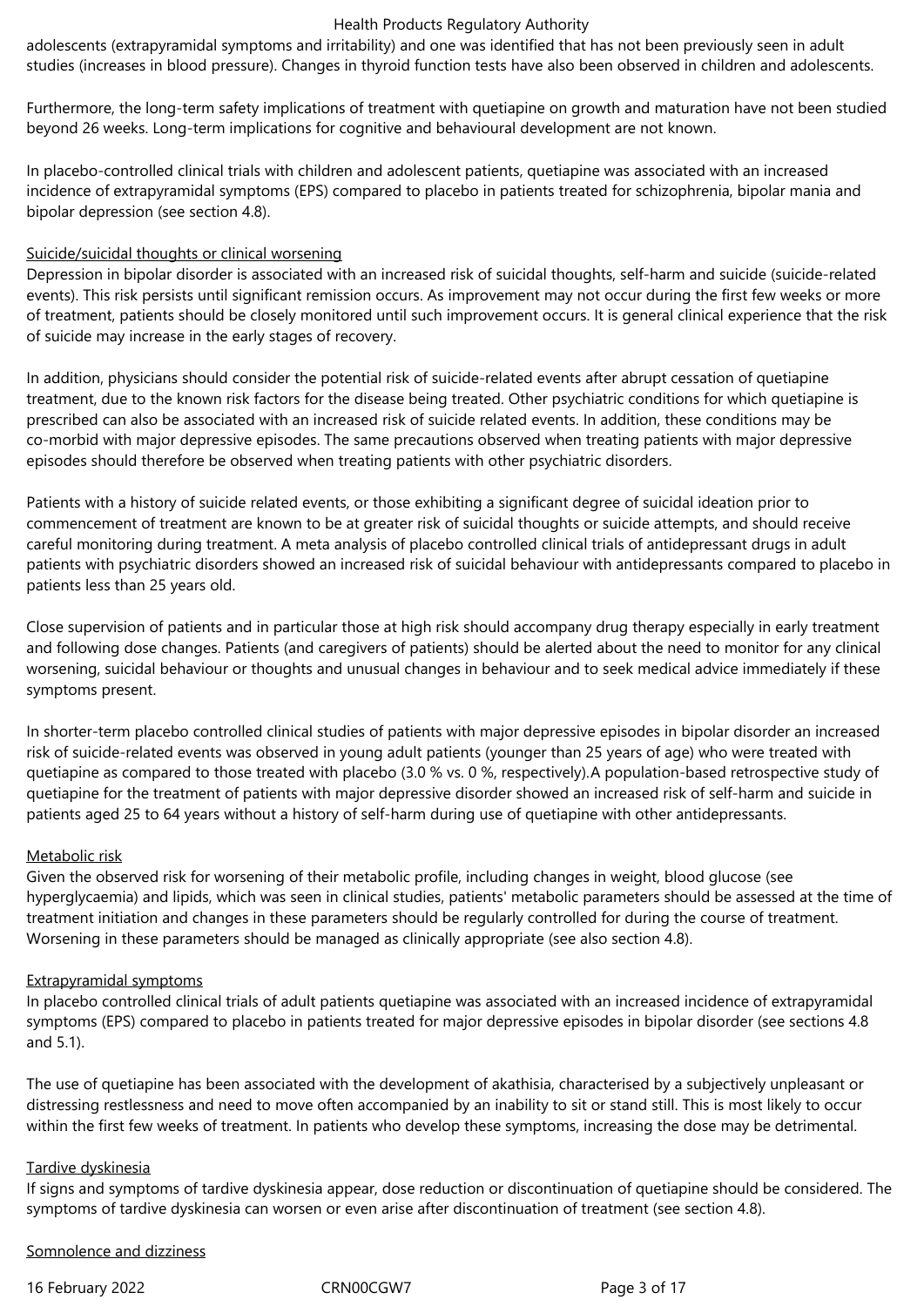adolescents (extrapyramidal symptoms and irritability) and one was identified that has not been previously seen in adult studies (increases in blood pressure). Changes in thyroid function tests have also been observed in children and adolescents.

Furthermore, the long-term safety implications of treatment with quetiapine on growth and maturation have not been studied beyond 26 weeks. Long-term implications for cognitive and behavioural development are not known.

In placebo-controlled clinical trials with children and adolescent patients, quetiapine was associated with an increased incidence of extrapyramidal symptoms (EPS) compared to placebo in patients treated for schizophrenia, bipolar mania and bipolar depression (see section 4.8).

<u>Suicide/suicidal thoughts or clinical worsening</u>
Depression in bipolar disorder is associated with an increased risk of suicidal thoughts, self-harm and suicide (suicide-related events). This risk persists until significant remission occurs. As improvement may not occur during the first few weeks or more of treatment, patients should be closely monitored until such improvement occurs. It is general clinical experience that the risk of suicide may increase in the early stages of recovery.

In addition, physicians should consider the potential risk of suicide-related events after abrupt cessation of quetiapine treatment, due to the known risk factors for the disease being treated. Other psychiatric conditions for which quetiapine is prescribed can also be associated with an increased risk of suicide related events. In addition, these conditions may be co-morbid with major depressive episodes. The same precautions observed when treating patients with major depressive episodes should therefore be observed when treating patients with other psychiatric disorders.

Patients with a history of suicide related events, or those exhibiting a significant degree of suicidal ideation prior to commencement of treatment are known to be at greater risk of suicidal thoughts or suicide attempts, and should receive careful monitoring during treatment. A meta analysis of placebo controlled clinical trials of antidepressant drugs in adult patients with psychiatric disorders showed an increased risk of suicidal behaviour with antidepressants compared to placebo in patients less than 25 years old.

Close supervision of patients and in particular those at high risk should accompany drug therapy especially in early treatment and following dose changes. Patients (and caregivers of patients) should be alerted about the need to monitor for any clinical worsening, suicidal behaviour or thoughts and unusual changes in behaviour and to seek medical advice immediately if these symptoms present.

In shorter-term placebo controlled clinical studies of patients with major depressive episodes in bipolar disorder an increased risk of suicide-related events was observed in young adult patients (younger than 25 years of age) who were treated with quetiapine as compared to those treated with placebo (3.0 % vs. 0 %, respectively).A population-based retrospective study of quetiapine for the treatment of patients with major depressive disorder showed an increased risk of self-harm and suicide in patients aged 25 to 64 years without a history of self-harm during use of quetiapine with other antidepressants.

<u>Metabolic risk</u>
Given the observed risk for worsening of their metabolic profile, including changes in weight, blood glucose (see hyperglycaemia) and lipids, which was seen in clinical studies, patients' metabolic parameters should be assessed at the time of treatment initiation and changes in these parameters should be regularly controlled for during the course of treatment. Worsening in these parameters should be managed as clinically appropriate (see also section 4.8).

<u>Extrapyramidal symptoms</u>
In placebo controlled clinical trials of adult patients quetiapine was associated with an increased incidence of extrapyramidal symptoms (EPS) compared to placebo in patients treated for major depressive episodes in bipolar disorder (see sections 4.8 and 5.1).

The use of quetiapine has been associated with the development of akathisia, characterised by a subjectively unpleasant or distressing restlessness and need to move often accompanied by an inability to sit or stand still. This is most likely to occur within the first few weeks of treatment. In patients who develop these symptoms, increasing the dose may be detrimental.

<u>Tardive dyskinesia</u>
If signs and symptoms of tardive dyskinesia appear, dose reduction or discontinuation of quetiapine should be considered. The symptoms of tardive dyskinesia can worsen or even arise after discontinuation of treatment (see section 4.8).

<u>Somnolence and dizziness</u>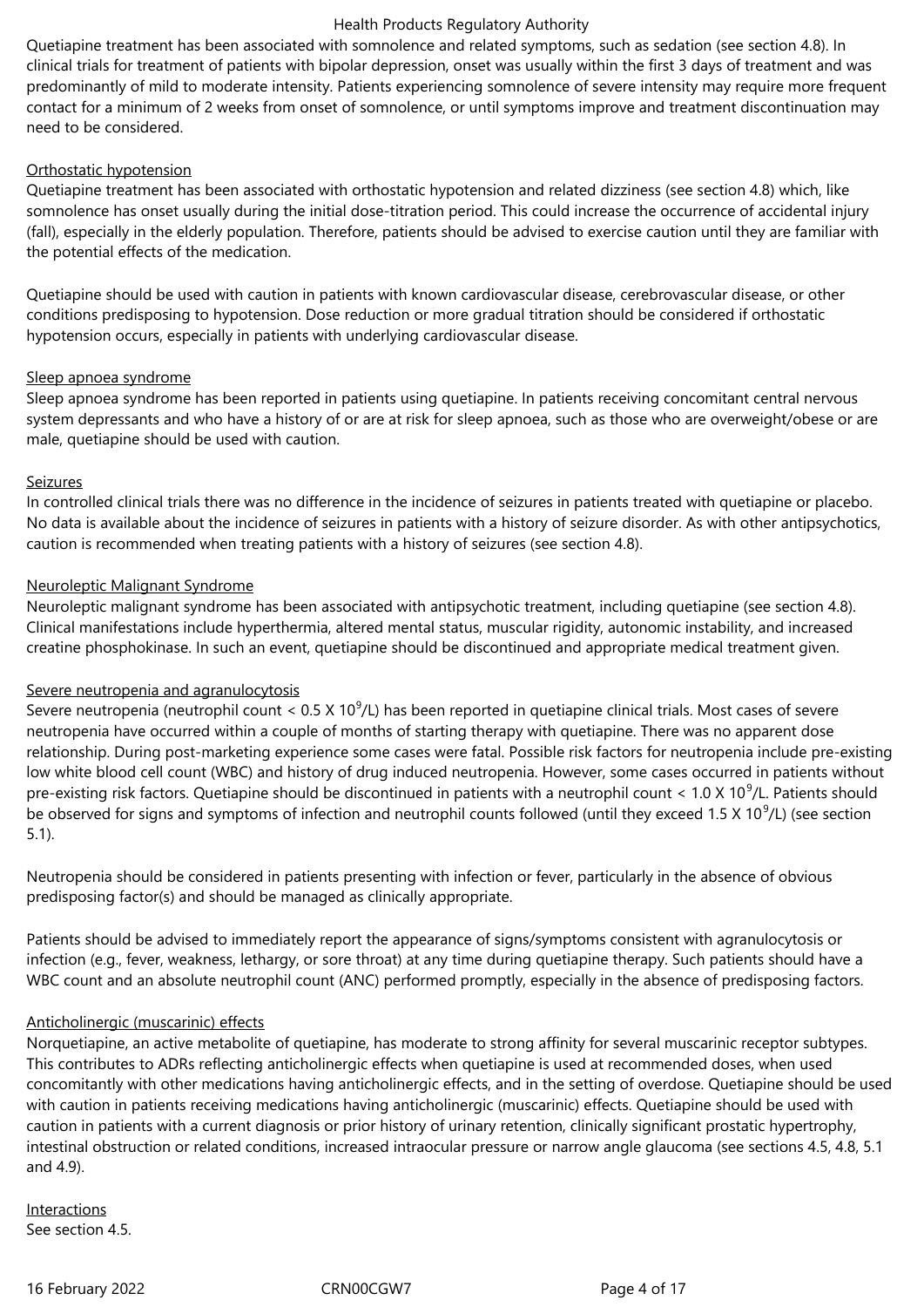Quetiapine treatment has been associated with somnolence and related symptoms, such as sedation (see section 4.8). In clinical trials for treatment of patients with bipolar depression, onset was usually within the first 3 days of treatment and was predominantly of mild to moderate intensity. Patients experiencing somnolence of severe intensity may require more frequent contact for a minimum of 2 weeks from onset of somnolence, or until symptoms improve and treatment discontinuation may need to be considered.

Orthostatic hypotension

Quetiapine treatment has been associated with orthostatic hypotension and related dizziness (see section 4.8) which, like somnolence has onset usually during the initial dose-titration period. This could increase the occurrence of accidental injury (fall), especially in the elderly population. Therefore, patients should be advised to exercise caution until they are familiar with the potential effects of the medication.

Quetiapine should be used with caution in patients with known cardiovascular disease, cerebrovascular disease, or other conditions predisposing to hypotension. Dose reduction or more gradual titration should be considered if orthostatic hypotension occurs, especially in patients with underlying cardiovascular disease.

Sleep apnoea syndrome

Sleep apnoea syndrome has been reported in patients using quetiapine. In patients receiving concomitant central nervous system depressants and who have a history of or are at risk for sleep apnoea, such as those who are overweight/obese or are male, quetiapine should be used with caution.

Seizures

In controlled clinical trials there was no difference in the incidence of seizures in patients treated with quetiapine or placebo. No data is available about the incidence of seizures in patients with a history of seizure disorder. As with other antipsychotics, caution is recommended when treating patients with a history of seizures (see section 4.8).

Neuroleptic Malignant Syndrome

Neuroleptic malignant syndrome has been associated with antipsychotic treatment, including quetiapine (see section 4.8). Clinical manifestations include hyperthermia, altered mental status, muscular rigidity, autonomic instability, and increased creatine phosphokinase. In such an event, quetiapine should be discontinued and appropriate medical treatment given.

Severe neutropenia and agranulocytosis

Severe neutropenia (neutrophil count < $0.5 \times 10^9$/L) has been reported in quetiapine clinical trials. Most cases of severe neutropenia have occurred within a couple of months of starting therapy with quetiapine. There was no apparent dose relationship. During post-marketing experience some cases were fatal. Possible risk factors for neutropenia include pre-existing low white blood cell count (WBC) and history of drug induced neutropenia. However, some cases occurred in patients without pre-existing risk factors. Quetiapine should be discontinued in patients with a neutrophil count < $1.0 \times 10^9$/L. Patients should be observed for signs and symptoms of infection and neutrophil counts followed (until they exceed $1.5 \times 10^9$/L) (see section 5.1).

Neutropenia should be considered in patients presenting with infection or fever, particularly in the absence of obvious predisposing factor(s) and should be managed as clinically appropriate.

Patients should be advised to immediately report the appearance of signs/symptoms consistent with agranulocytosis or infection (e.g., fever, weakness, lethargy, or sore throat) at any time during quetiapine therapy. Such patients should have a WBC count and an absolute neutrophil count (ANC) performed promptly, especially in the absence of predisposing factors.

Anticholinergic (muscarinic) effects

Norquetiapine, an active metabolite of quetiapine, has moderate to strong affinity for several muscarinic receptor subtypes. This contributes to ADRs reflecting anticholinergic effects when quetiapine is used at recommended doses, when used concomitantly with other medications having anticholinergic effects, and in the setting of overdose. Quetiapine should be used with caution in patients receiving medications having anticholinergic (muscarinic) effects. Quetiapine should be used with caution in patients with a current diagnosis or prior history of urinary retention, clinically significant prostatic hypertrophy, intestinal obstruction or related conditions, increased intraocular pressure or narrow angle glaucoma (see sections 4.5, 4.8, 5.1 and 4.9).

Interactions

See section 4.5.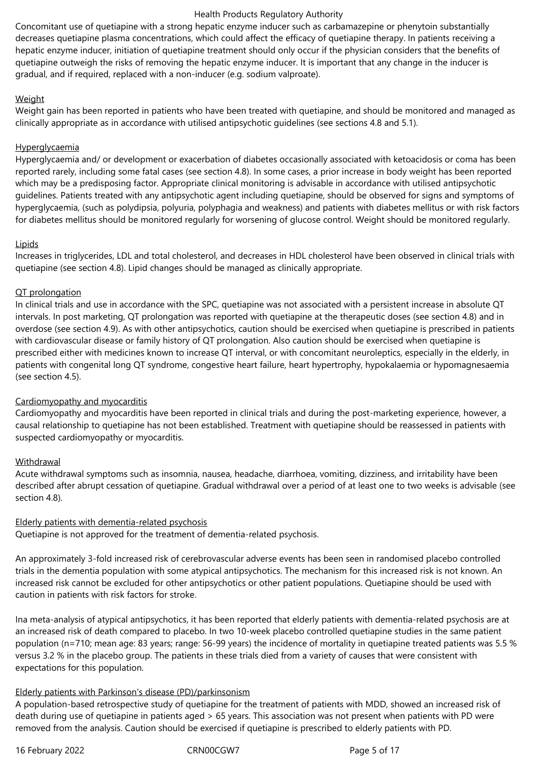Concomitant use of quetiapine with a strong hepatic enzyme inducer such as carbamazepine or phenytoin substantially decreases quetiapine plasma concentrations, which could affect the efficacy of quetiapine therapy. In patients receiving a hepatic enzyme inducer, initiation of quetiapine treatment should only occur if the physician considers that the benefits of quetiapine outweigh the risks of removing the hepatic enzyme inducer. It is important that any change in the inducer is gradual, and if required, replaced with a non-inducer (e.g. sodium valproate).

Weight

Weight gain has been reported in patients who have been treated with quetiapine, and should be monitored and managed as clinically appropriate as in accordance with utilised antipsychotic guidelines (see sections 4.8 and 5.1).

Hyperglycaemia

Hyperglycaemia and/ or development or exacerbation of diabetes occasionally associated with ketoacidosis or coma has been reported rarely, including some fatal cases (see section 4.8). In some cases, a prior increase in body weight has been reported which may be a predisposing factor. Appropriate clinical monitoring is advisable in accordance with utilised antipsychotic guidelines. Patients treated with any antipsychotic agent including quetiapine, should be observed for signs and symptoms of hyperglycaemia, (such as polydipsia, polyuria, polyphagia and weakness) and patients with diabetes mellitus or with risk factors for diabetes mellitus should be monitored regularly for worsening of glucose control. Weight should be monitored regularly.

Lipids

Increases in triglycerides, LDL and total cholesterol, and decreases in HDL cholesterol have been observed in clinical trials with quetiapine (see section 4.8). Lipid changes should be managed as clinically appropriate.

QT prolongation

In clinical trials and use in accordance with the SPC, quetiapine was not associated with a persistent increase in absolute QT intervals. In post marketing, QT prolongation was reported with quetiapine at the therapeutic doses (see section 4.8) and in overdose (see section 4.9). As with other antipsychotics, caution should be exercised when quetiapine is prescribed in patients with cardiovascular disease or family history of QT prolongation. Also caution should be exercised when quetiapine is prescribed either with medicines known to increase QT interval, or with concomitant neuroleptics, especially in the elderly, in patients with congenital long QT syndrome, congestive heart failure, heart hypertrophy, hypokalaemia or hypomagnesaemia (see section 4.5).

Cardiomyopathy and myocarditis

Cardiomyopathy and myocarditis have been reported in clinical trials and during the post-marketing experience, however, a causal relationship to quetiapine has not been established. Treatment with quetiapine should be reassessed in patients with suspected cardiomyopathy or myocarditis.

Withdrawal

Acute withdrawal symptoms such as insomnia, nausea, headache, diarrhoea, vomiting, dizziness, and irritability have been described after abrupt cessation of quetiapine. Gradual withdrawal over a period of at least one to two weeks is advisable (see section 4.8).

Elderly patients with dementia-related psychosis

Quetiapine is not approved for the treatment of dementia-related psychosis.

An approximately 3-fold increased risk of cerebrovascular adverse events has been seen in randomised placebo controlled trials in the dementia population with some atypical antipsychotics. The mechanism for this increased risk is not known. An increased risk cannot be excluded for other antipsychotics or other patient populations. Quetiapine should be used with caution in patients with risk factors for stroke.

Ina meta-analysis of atypical antipsychotics, it has been reported that elderly patients with dementia-related psychosis are at an increased risk of death compared to placebo. In two 10-week placebo controlled quetiapine studies in the same patient population (n=710; mean age: 83 years; range: 56-99 years) the incidence of mortality in quetiapine treated patients was 5.5 % versus 3.2 % in the placebo group. The patients in these trials died from a variety of causes that were consistent with expectations for this population.

Elderly patients with Parkinson's disease (PD)/parkinsonism

A population-based retrospective study of quetiapine for the treatment of patients with MDD, showed an increased risk of death during use of quetiapine in patients aged > 65 years. This association was not present when patients with PD were removed from the analysis. Caution should be exercised if quetiapine is prescribed to elderly patients with PD.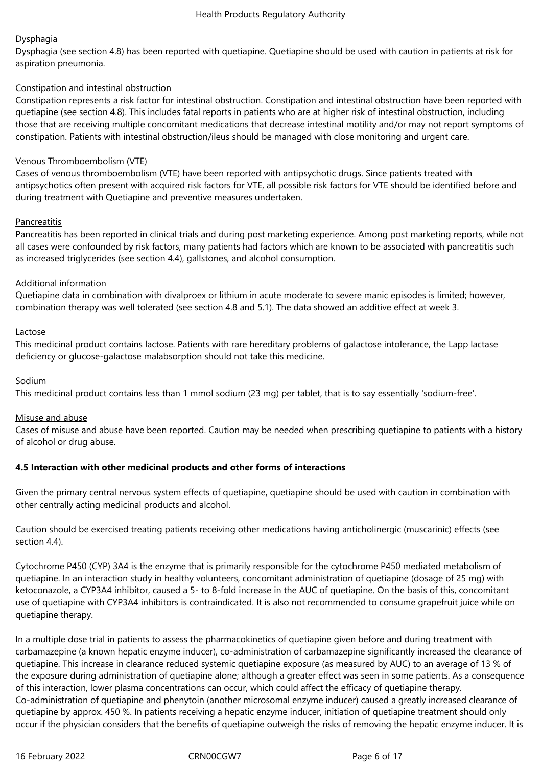Dysphagia

Dysphagia (see section 4.8) has been reported with quetiapine. Quetiapine should be used with caution in patients at risk for aspiration pneumonia.

Constipation and intestinal obstruction

Constipation represents a risk factor for intestinal obstruction. Constipation and intestinal obstruction have been reported with quetiapine (see section 4.8). This includes fatal reports in patients who are at higher risk of intestinal obstruction, including those that are receiving multiple concomitant medications that decrease intestinal motility and/or may not report symptoms of constipation. Patients with intestinal obstruction/ileus should be managed with close monitoring and urgent care.

Venous Thromboembolism (VTE)

Cases of venous thromboembolism (VTE) have been reported with antipsychotic drugs. Since patients treated with antipsychotics often present with acquired risk factors for VTE, all possible risk factors for VTE should be identified before and during treatment with Quetiapine and preventive measures undertaken.

Pancreatitis

Pancreatitis has been reported in clinical trials and during post marketing experience. Among post marketing reports, while not all cases were confounded by risk factors, many patients had factors which are known to be associated with pancreatitis such as increased triglycerides (see section 4.4), gallstones, and alcohol consumption.

Additional information

Quetiapine data in combination with divalproex or lithium in acute moderate to severe manic episodes is limited; however, combination therapy was well tolerated (see section 4.8 and 5.1). The data showed an additive effect at week 3.

Lactose

This medicinal product contains lactose. Patients with rare hereditary problems of galactose intolerance, the Lapp lactase deficiency or glucose-galactose malabsorption should not take this medicine.

Sodium

This medicinal product contains less than 1 mmol sodium (23 mg) per tablet, that is to say essentially 'sodium-free'.

Misuse and abuse

Cases of misuse and abuse have been reported. Caution may be needed when prescribing quetiapine to patients with a history of alcohol or drug abuse.

**4.5 Interaction with other medicinal products and other forms of interactions**

Given the primary central nervous system effects of quetiapine, quetiapine should be used with caution in combination with other centrally acting medicinal products and alcohol.

Caution should be exercised treating patients receiving other medications having anticholinergic (muscarinic) effects (see section 4.4).

Cytochrome P450 (CYP) 3A4 is the enzyme that is primarily responsible for the cytochrome P450 mediated metabolism of quetiapine. In an interaction study in healthy volunteers, concomitant administration of quetiapine (dosage of 25 mg) with ketoconazole, a CYP3A4 inhibitor, caused a 5- to 8-fold increase in the AUC of quetiapine. On the basis of this, concomitant use of quetiapine with CYP3A4 inhibitors is contraindicated. It is also not recommended to consume grapefruit juice while on quetiapine therapy.

In a multiple dose trial in patients to assess the pharmacokinetics of quetiapine given before and during treatment with carbamazepine (a known hepatic enzyme inducer), co-administration of carbamazepine significantly increased the clearance of quetiapine. This increase in clearance reduced systemic quetiapine exposure (as measured by AUC) to an average of 13 % of the exposure during administration of quetiapine alone; although a greater effect was seen in some patients. As a consequence of this interaction, lower plasma concentrations can occur, which could affect the efficacy of quetiapine therapy.
Co-administration of quetiapine and phenytoin (another microsomal enzyme inducer) caused a greatly increased clearance of quetiapine by approx. 450 %. In patients receiving a hepatic enzyme inducer, initiation of quetiapine treatment should only occur if the physician considers that the benefits of quetiapine outweigh the risks of removing the hepatic enzyme inducer. It is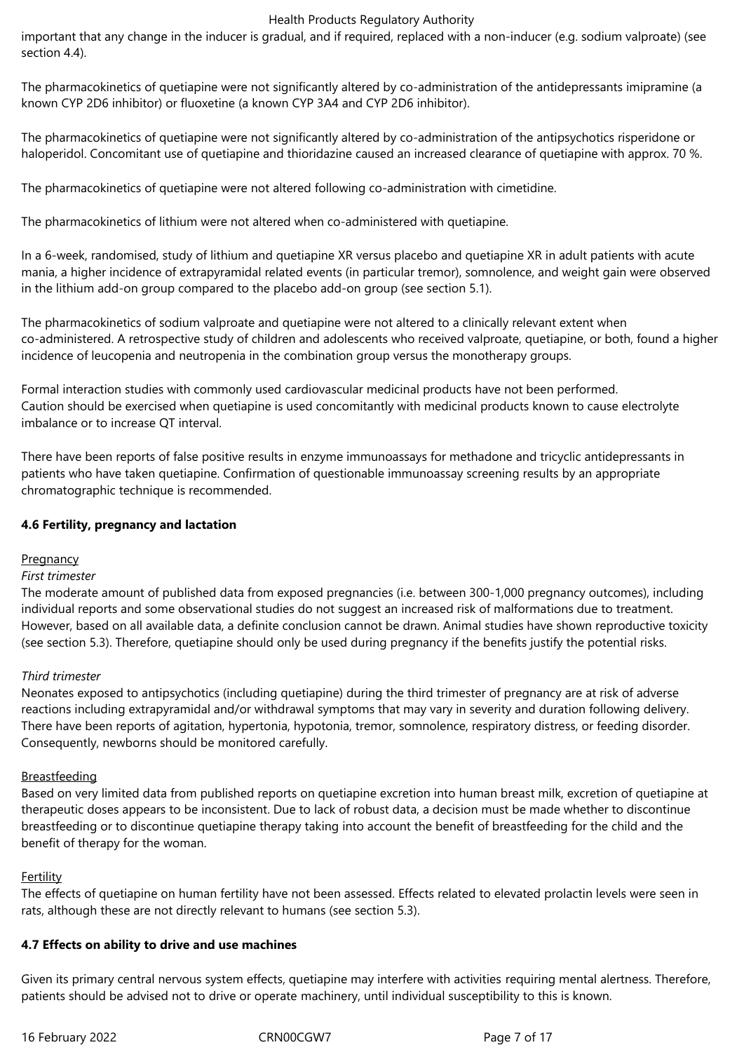important that any change in the inducer is gradual, and if required, replaced with a non-inducer (e.g. sodium valproate) (see section 4.4).

The pharmacokinetics of quetiapine were not significantly altered by co-administration of the antidepressants imipramine (a known CYP 2D6 inhibitor) or fluoxetine (a known CYP 3A4 and CYP 2D6 inhibitor).

The pharmacokinetics of quetiapine were not significantly altered by co-administration of the antipsychotics risperidone or haloperidol. Concomitant use of quetiapine and thioridazine caused an increased clearance of quetiapine with approx. 70 %.

The pharmacokinetics of quetiapine were not altered following co-administration with cimetidine.

The pharmacokinetics of lithium were not altered when co-administered with quetiapine.

In a 6-week, randomised, study of lithium and quetiapine XR versus placebo and quetiapine XR in adult patients with acute mania, a higher incidence of extrapyramidal related events (in particular tremor), somnolence, and weight gain were observed in the lithium add-on group compared to the placebo add-on group (see section 5.1).

The pharmacokinetics of sodium valproate and quetiapine were not altered to a clinically relevant extent when co-administered. A retrospective study of children and adolescents who received valproate, quetiapine, or both, found a higher incidence of leucopenia and neutropenia in the combination group versus the monotherapy groups.

Formal interaction studies with commonly used cardiovascular medicinal products have not been performed.
Caution should be exercised when quetiapine is used concomitantly with medicinal products known to cause electrolyte imbalance or to increase QT interval.

There have been reports of false positive results in enzyme immunoassays for methadone and tricyclic antidepressants in patients who have taken quetiapine. Confirmation of questionable immunoassay screening results by an appropriate chromatographic technique is recommended.

**4.6 Fertility, pregnancy and lactation**

Pregnancy

*First trimester*

The moderate amount of published data from exposed pregnancies (i.e. between 300-1,000 pregnancy outcomes), including individual reports and some observational studies do not suggest an increased risk of malformations due to treatment. However, based on all available data, a definite conclusion cannot be drawn. Animal studies have shown reproductive toxicity (see section 5.3). Therefore, quetiapine should only be used during pregnancy if the benefits justify the potential risks.

*Third trimester*

Neonates exposed to antipsychotics (including quetiapine) during the third trimester of pregnancy are at risk of adverse reactions including extrapyramidal and/or withdrawal symptoms that may vary in severity and duration following delivery. There have been reports of agitation, hypertonia, hypotonia, tremor, somnolence, respiratory distress, or feeding disorder. Consequently, newborns should be monitored carefully.

Breastfeeding

Based on very limited data from published reports on quetiapine excretion into human breast milk, excretion of quetiapine at therapeutic doses appears to be inconsistent. Due to lack of robust data, a decision must be made whether to discontinue breastfeeding or to discontinue quetiapine therapy taking into account the benefit of breastfeeding for the child and the benefit of therapy for the woman.

Fertility

The effects of quetiapine on human fertility have not been assessed. Effects related to elevated prolactin levels were seen in rats, although these are not directly relevant to humans (see section 5.3).

**4.7 Effects on ability to drive and use machines**

Given its primary central nervous system effects, quetiapine may interfere with activities requiring mental alertness. Therefore, patients should be advised not to drive or operate machinery, until individual susceptibility to this is known.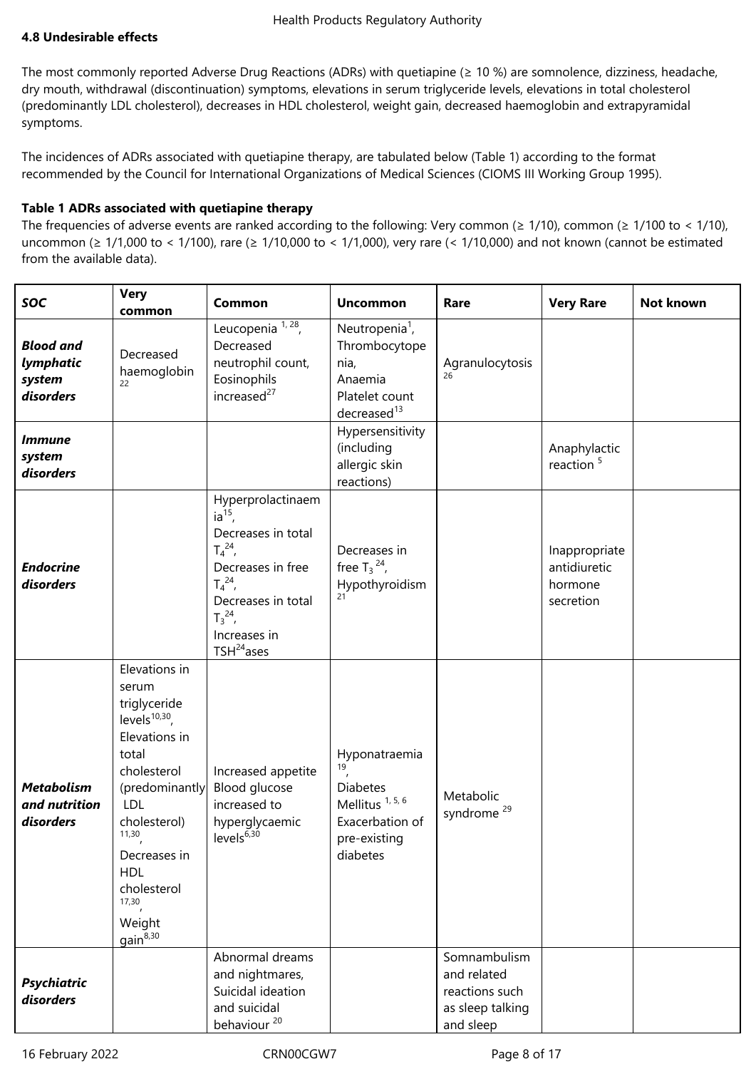### 4.8 Undesirable effects

The most commonly reported Adverse Drug Reactions (ADRs) with quetiapine (≥ 10 %) are somnolence, dizziness, headache, dry mouth, withdrawal (discontinuation) symptoms, elevations in serum triglyceride levels, elevations in total cholesterol (predominantly LDL cholesterol), decreases in HDL cholesterol, weight gain, decreased haemoglobin and extrapyramidal symptoms.

The incidences of ADRs associated with quetiapine therapy, are tabulated below (Table 1) according to the format recommended by the Council for International Organizations of Medical Sciences (CIOMS III Working Group 1995).

**Table 1 ADRs associated with quetiapine therapy**

The frequencies of adverse events are ranked according to the following: Very common (≥ 1/10), common (≥ 1/100 to < 1/10), uncommon (≥ 1/1,000 to < 1/100), rare (≥ 1/10,000 to < 1/1,000), very rare (< 1/10,000) and not known (cannot be estimated from the available data).

| *SOC* | Very common | Common | Uncommon | Rare | Very Rare | Not known |
|---|---|---|---|---|---|---|
| ***Blood and lymphatic system disorders*** | Decreased haemoglobin [22] | Leucopenia [1, 28], Decreased neutrophil count, Eosinophils increased[27] | Neutropenia[1], Thrombocytopenia, Anaemia Platelet count decreased[13] | Agranulocytosis [26] | | |
| ***Immune system disorders*** | | | Hypersensitivity (including allergic skin reactions) | | Anaphylactic reaction [5] | |
| ***Endocrine disorders*** | | Hyperprolactinaemia[15], Decreases in total $T_4$[24], Decreases in free $T_4$[24], Decreases in total $T_3$[24], Increases in TSH[24]ases | Decreases in free $T_3$ [24], Hypothyroidism [21] | | Inappropriate antidiuretic hormone secretion | |
| ***Metabolism and nutrition disorders*** | Elevations in serum triglyceride levels[10,30], Elevations in total cholesterol (predominantly LDL cholesterol) [11,30], Decreases in HDL cholesterol [17,30], Weight gain[8,30] | Increased appetite Blood glucose increased to hyperglycaemic levels[6,30] | Hyponatraemia [19], Diabetes Mellitus [1, 5, 6] Exacerbation of pre-existing diabetes | Metabolic syndrome [29] | | |
| ***Psychiatric disorders*** | | Abnormal dreams and nightmares, Suicidal ideation and suicidal behaviour [20] | | Somnambulism and related reactions such as sleep talking and sleep | | |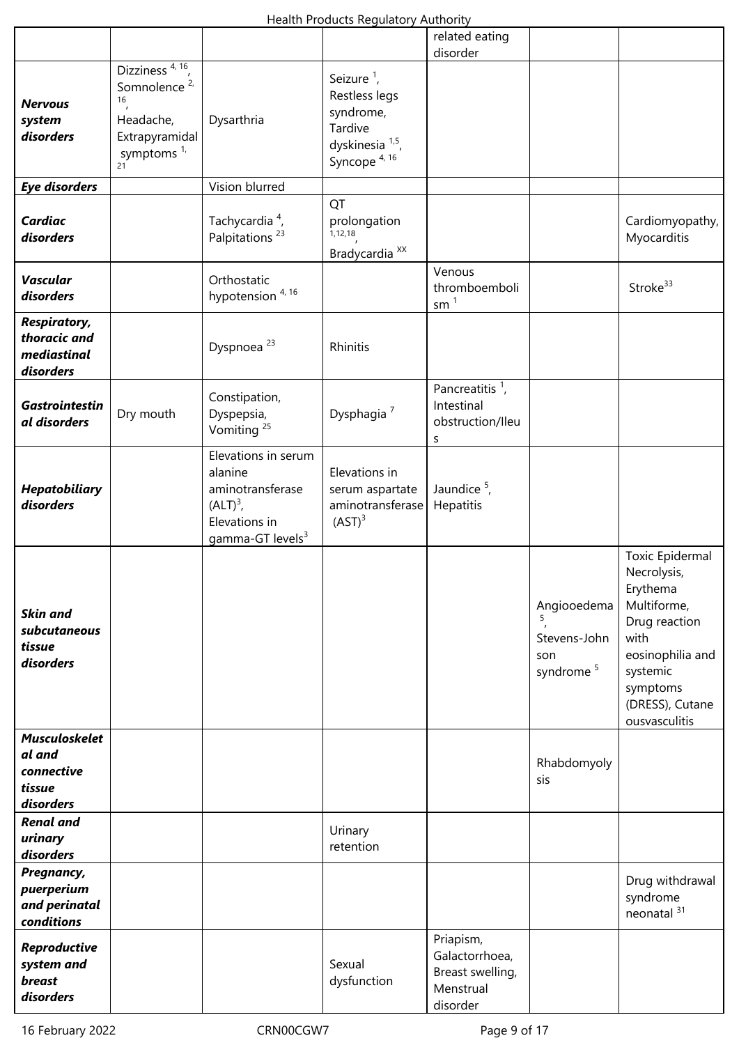|  |  |  |  | related eating disorder |  |  |
|---|---|---|---|---|---|---|
| ***Nervous system disorders*** | Dizziness [4, 16], Somnolence [2, 16], Headache, Extrapyramidal symptoms [1, 21] | Dysarthria | Seizure [1], Restless legs syndrome, Tardive dyskinesia [1,5], Syncope [4, 16] |  |  |  |
| ***Eye disorders*** |  | Vision blurred |  |  |  |  |
| ***Cardiac disorders*** |  | Tachycardia [4], Palpitations [23] | QT prolongation [1,12,18], Bradycardia [XX] |  |  | Cardiomyopathy, Myocarditis |
| ***Vascular disorders*** |  | Orthostatic hypotension [4, 16] |  | Venous thromboembolism [1] |  | Stroke[33] |
| ***Respiratory, thoracic and mediastinal disorders*** |  | Dyspnoea [23] | Rhinitis |  |  |  |
| ***Gastrointestinal disorders*** | Dry mouth | Constipation, Dyspepsia, Vomiting [25] | Dysphagia [7] | Pancreatitis [1], Intestinal obstruction/Ileus |  |  |
| ***Hepatobiliary disorders*** |  | Elevations in serum alanine aminotransferase (ALT)[3], Elevations in gamma-GT levels[3] | Elevations in serum aspartate aminotransferase (AST)[3] | Jaundice [5], Hepatitis |  |  |
| ***Skin and subcutaneous tissue disorders*** |  |  |  |  | Angiooedema [5], Stevens-Johnson syndrome [5] | Toxic Epidermal Necrolysis, Erythema Multiforme, Drug reaction with eosinophilia and systemic symptoms (DRESS), Cutaneousvasculitis |
| ***Musculoskeletal and connective tissue disorders*** |  |  |  |  | Rhabdomyolysis |  |
| ***Renal and urinary disorders*** |  |  | Urinary retention |  |  |  |
| ***Pregnancy, puerperium and perinatal conditions*** |  |  |  |  |  | Drug withdrawal syndrome neonatal [31] |
| ***Reproductive system and breast disorders*** |  |  | Sexual dysfunction | Priapism, Galactorrhoea, Breast swelling, Menstrual disorder |  |  |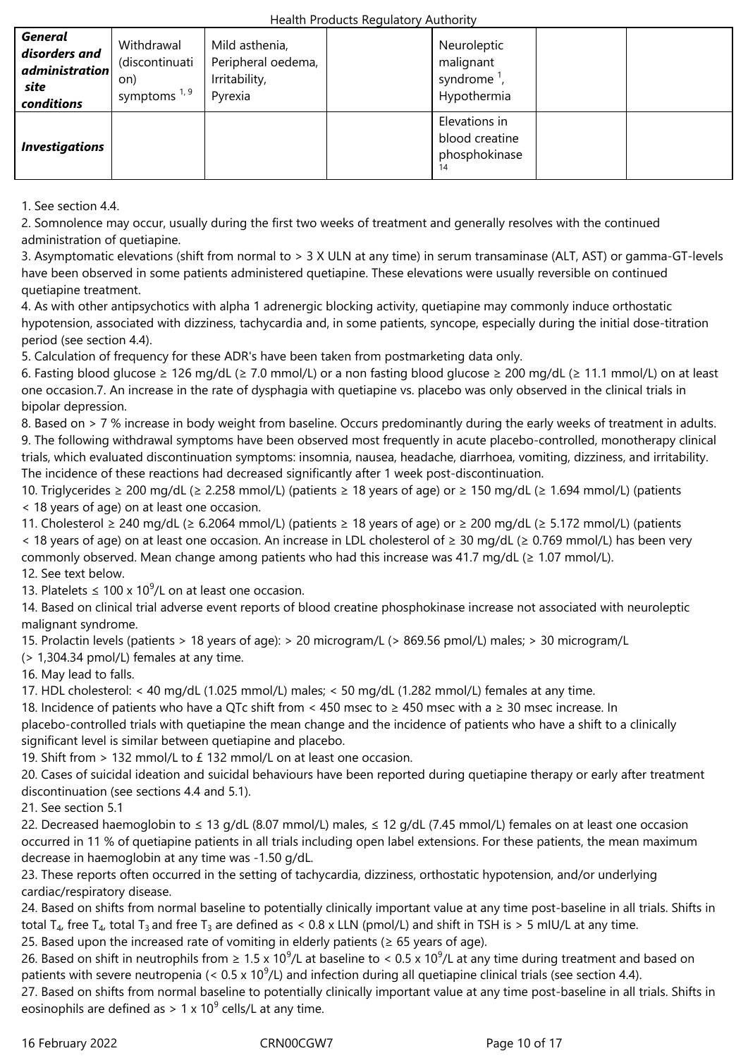| | | | | | | |
|---|---|---|---|---|---|---|
| ***General disorders and administration site conditions*** | Withdrawal (discontinuation) symptoms [1, 9] | Mild asthenia, Peripheral oedema, Irritability, Pyrexia | | Neuroleptic malignant syndrome [1], Hypothermia | | |
| ***Investigations*** | | | | Elevations in blood creatine phosphokinase [14] | | |

1. See section 4.4.
2. Somnolence may occur, usually during the first two weeks of treatment and generally resolves with the continued administration of quetiapine.
3. Asymptomatic elevations (shift from normal to > 3 X ULN at any time) in serum transaminase (ALT, AST) or gamma-GT-levels have been observed in some patients administered quetiapine. These elevations were usually reversible on continued quetiapine treatment.
4. As with other antipsychotics with alpha 1 adrenergic blocking activity, quetiapine may commonly induce orthostatic hypotension, associated with dizziness, tachycardia and, in some patients, syncope, especially during the initial dose-titration period (see section 4.4).
5. Calculation of frequency for these ADR's have been taken from postmarketing data only.
6. Fasting blood glucose ≥ 126 mg/dL (≥ 7.0 mmol/L) or a non fasting blood glucose ≥ 200 mg/dL (≥ 11.1 mmol/L) on at least one occasion.7. An increase in the rate of dysphagia with quetiapine vs. placebo was only observed in the clinical trials in bipolar depression.
8. Based on > 7 % increase in body weight from baseline. Occurs predominantly during the early weeks of treatment in adults.
9. The following withdrawal symptoms have been observed most frequently in acute placebo-controlled, monotherapy clinical trials, which evaluated discontinuation symptoms: insomnia, nausea, headache, diarrhoea, vomiting, dizziness, and irritability. The incidence of these reactions had decreased significantly after 1 week post-discontinuation.
10. Triglycerides ≥ 200 mg/dL (≥ 2.258 mmol/L) (patients ≥ 18 years of age) or ≥ 150 mg/dL (≥ 1.694 mmol/L) (patients < 18 years of age) on at least one occasion.
11. Cholesterol ≥ 240 mg/dL (≥ 6.2064 mmol/L) (patients ≥ 18 years of age) or ≥ 200 mg/dL (≥ 5.172 mmol/L) (patients < 18 years of age) on at least one occasion. An increase in LDL cholesterol of ≥ 30 mg/dL (≥ 0.769 mmol/L) has been very commonly observed. Mean change among patients who had this increase was 41.7 mg/dL (≥ 1.07 mmol/L).
12. See text below.
13. Platelets ≤ 100 x $10^9$/L on at least one occasion.
14. Based on clinical trial adverse event reports of blood creatine phosphokinase increase not associated with neuroleptic malignant syndrome.
15. Prolactin levels (patients > 18 years of age): > 20 microgram/L (> 869.56 pmol/L) males; > 30 microgram/L (> 1,304.34 pmol/L) females at any time.
16. May lead to falls.
17. HDL cholesterol: < 40 mg/dL (1.025 mmol/L) males; < 50 mg/dL (1.282 mmol/L) females at any time.
18. Incidence of patients who have a QTc shift from < 450 msec to ≥ 450 msec with a ≥ 30 msec increase. In placebo-controlled trials with quetiapine the mean change and the incidence of patients who have a shift to a clinically significant level is similar between quetiapine and placebo.
19. Shift from > 132 mmol/L to £ 132 mmol/L on at least one occasion.
20. Cases of suicidal ideation and suicidal behaviours have been reported during quetiapine therapy or early after treatment discontinuation (see sections 4.4 and 5.1).
21. See section 5.1
22. Decreased haemoglobin to ≤ 13 g/dL (8.07 mmol/L) males, ≤ 12 g/dL (7.45 mmol/L) females on at least one occasion occurred in 11 % of quetiapine patients in all trials including open label extensions. For these patients, the mean maximum decrease in haemoglobin at any time was -1.50 g/dL.
23. These reports often occurred in the setting of tachycardia, dizziness, orthostatic hypotension, and/or underlying cardiac/respiratory disease.
24. Based on shifts from normal baseline to potentially clinically important value at any time post-baseline in all trials. Shifts in total $T_4$, free $T_4$, total $T_3$ and free $T_3$ are defined as < 0.8 x LLN (pmol/L) and shift in TSH is > 5 mIU/L at any time.
25. Based upon the increased rate of vomiting in elderly patients (≥ 65 years of age).
26. Based on shift in neutrophils from ≥ 1.5 x $10^9$/L at baseline to < 0.5 x $10^9$/L at any time during treatment and based on patients with severe neutropenia (< 0.5 x $10^9$/L) and infection during all quetiapine clinical trials (see section 4.4).
27. Based on shifts from normal baseline to potentially clinically important value at any time post-baseline in all trials. Shifts in eosinophils are defined as > 1 x $10^9$ cells/L at any time.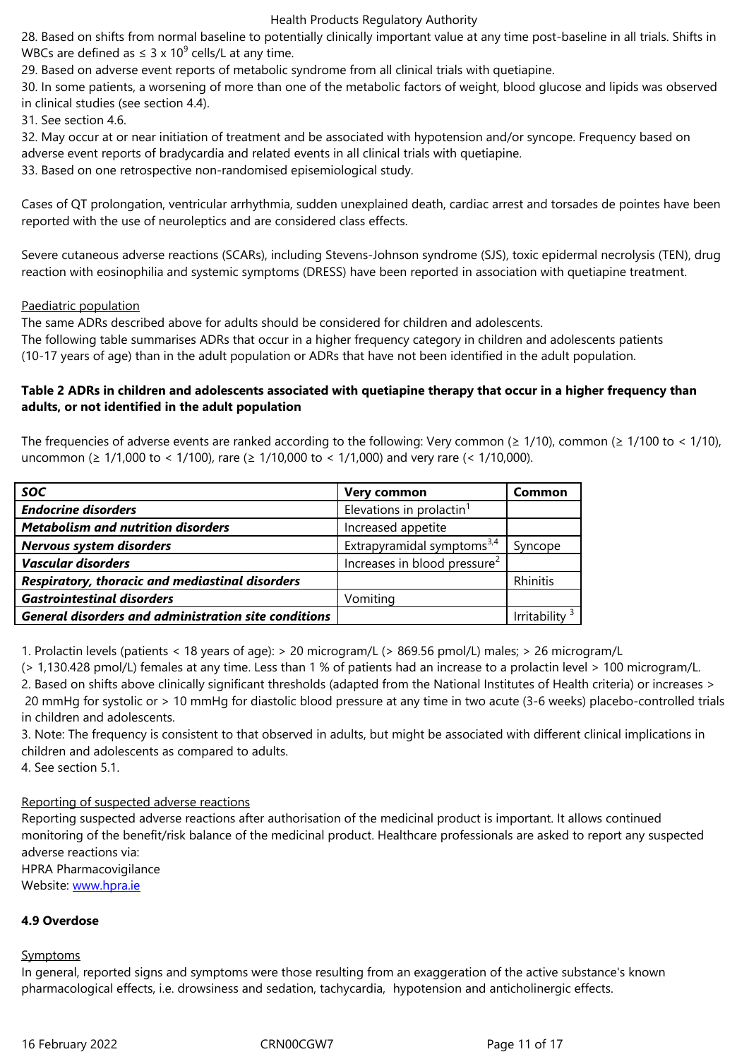28. Based on shifts from normal baseline to potentially clinically important value at any time post-baseline in all trials. Shifts in WBCs are defined as ≤ 3 x $10^9$ cells/L at any time.
29. Based on adverse event reports of metabolic syndrome from all clinical trials with quetiapine.
30. In some patients, a worsening of more than one of the metabolic factors of weight, blood glucose and lipids was observed in clinical studies (see section 4.4).
31. See section 4.6.
32. May occur at or near initiation of treatment and be associated with hypotension and/or syncope. Frequency based on adverse event reports of bradycardia and related events in all clinical trials with quetiapine.
33. Based on one retrospective non-randomised episemiological study.

Cases of QT prolongation, ventricular arrhythmia, sudden unexplained death, cardiac arrest and torsades de pointes have been reported with the use of neuroleptics and are considered class effects.

Severe cutaneous adverse reactions (SCARs), including Stevens-Johnson syndrome (SJS), toxic epidermal necrolysis (TEN), drug reaction with eosinophilia and systemic symptoms (DRESS) have been reported in association with quetiapine treatment.

Paediatric population

The same ADRs described above for adults should be considered for children and adolescents.
The following table summarises ADRs that occur in a higher frequency category in children and adolescents patients (10-17 years of age) than in the adult population or ADRs that have not been identified in the adult population.

**Table 2 ADRs in children and adolescents associated with quetiapine therapy that occur in a higher frequency than adults, or not identified in the adult population**

The frequencies of adverse events are ranked according to the following: Very common (≥ 1/10), common (≥ 1/100 to < 1/10), uncommon (≥ 1/1,000 to < 1/100), rare (≥ 1/10,000 to < 1/1,000) and very rare (< 1/10,000).

| ***SOC*** | **Very common** | **Common** |
|---|---|---|
| ***Endocrine disorders*** | Elevations in prolactin[1] | |
| ***Metabolism and nutrition disorders*** | Increased appetite | |
| ***Nervous system disorders*** | Extrapyramidal symptoms[3,4] | Syncope |
| ***Vascular disorders*** | Increases in blood pressure[2] | |
| ***Respiratory, thoracic and mediastinal disorders*** | | Rhinitis |
| ***Gastrointestinal disorders*** | Vomiting | |
| ***General disorders and administration site conditions*** | | Irritability [3] |

1. Prolactin levels (patients < 18 years of age): > 20 microgram/L (> 869.56 pmol/L) males; > 26 microgram/L (> 1,130.428 pmol/L) females at any time. Less than 1 % of patients had an increase to a prolactin level > 100 microgram/L.
2. Based on shifts above clinically significant thresholds (adapted from the National Institutes of Health criteria) or increases > 20 mmHg for systolic or > 10 mmHg for diastolic blood pressure at any time in two acute (3-6 weeks) placebo-controlled trials in children and adolescents.
3. Note: The frequency is consistent to that observed in adults, but might be associated with different clinical implications in children and adolescents as compared to adults.
4. See section 5.1.

Reporting of suspected adverse reactions

Reporting suspected adverse reactions after authorisation of the medicinal product is important. It allows continued monitoring of the benefit/risk balance of the medicinal product. Healthcare professionals are asked to report any suspected adverse reactions via:
HPRA Pharmacovigilance
Website: www.hpra.ie

**4.9 Overdose**

Symptoms

In general, reported signs and symptoms were those resulting from an exaggeration of the active substance's known pharmacological effects, i.e. drowsiness and sedation, tachycardia, hypotension and anticholinergic effects.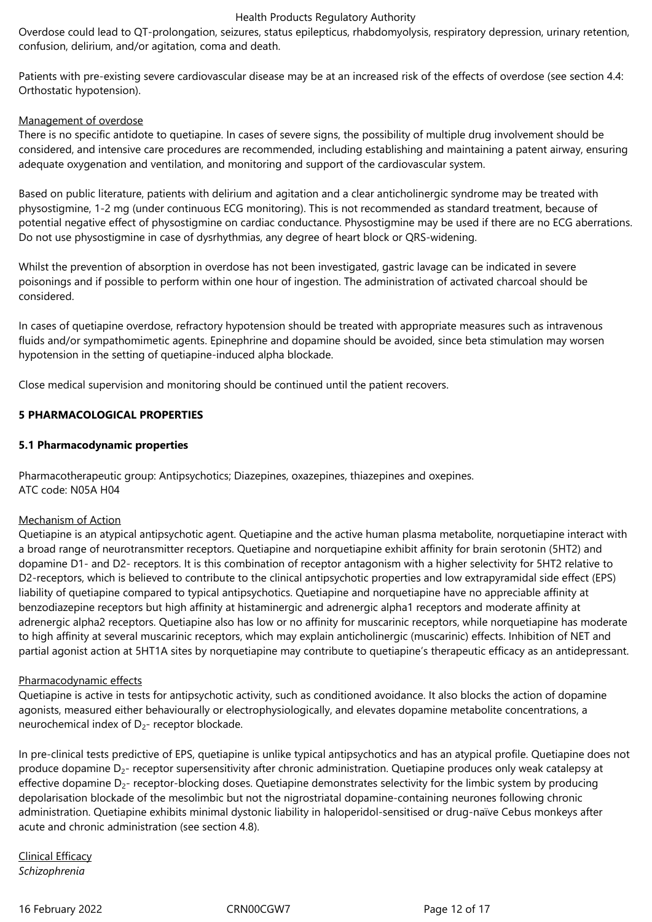Overdose could lead to QT-prolongation, seizures, status epilepticus, rhabdomyolysis, respiratory depression, urinary retention, confusion, delirium, and/or agitation, coma and death.

Patients with pre-existing severe cardiovascular disease may be at an increased risk of the effects of overdose (see section 4.4: Orthostatic hypotension).

Management of overdose

There is no specific antidote to quetiapine. In cases of severe signs, the possibility of multiple drug involvement should be considered, and intensive care procedures are recommended, including establishing and maintaining a patent airway, ensuring adequate oxygenation and ventilation, and monitoring and support of the cardiovascular system.

Based on public literature, patients with delirium and agitation and a clear anticholinergic syndrome may be treated with physostigmine, 1-2 mg (under continuous ECG monitoring). This is not recommended as standard treatment, because of potential negative effect of physostigmine on cardiac conductance. Physostigmine may be used if there are no ECG aberrations. Do not use physostigmine in case of dysrhythmias, any degree of heart block or QRS-widening.

Whilst the prevention of absorption in overdose has not been investigated, gastric lavage can be indicated in severe poisonings and if possible to perform within one hour of ingestion. The administration of activated charcoal should be considered.

In cases of quetiapine overdose, refractory hypotension should be treated with appropriate measures such as intravenous fluids and/or sympathomimetic agents. Epinephrine and dopamine should be avoided, since beta stimulation may worsen hypotension in the setting of quetiapine-induced alpha blockade.

Close medical supervision and monitoring should be continued until the patient recovers.

## 5 PHARMACOLOGICAL PROPERTIES

### 5.1 Pharmacodynamic properties

Pharmacotherapeutic group: Antipsychotics; Diazepines, oxazepines, thiazepines and oxepines.
ATC code: N05A H04

Mechanism of Action

Quetiapine is an atypical antipsychotic agent. Quetiapine and the active human plasma metabolite, norquetiapine interact with a broad range of neurotransmitter receptors. Quetiapine and norquetiapine exhibit affinity for brain serotonin (5HT2) and dopamine D1- and D2- receptors. It is this combination of receptor antagonism with a higher selectivity for 5HT2 relative to D2-receptors, which is believed to contribute to the clinical antipsychotic properties and low extrapyramidal side effect (EPS) liability of quetiapine compared to typical antipsychotics. Quetiapine and norquetiapine have no appreciable affinity at benzodiazepine receptors but high affinity at histaminergic and adrenergic alpha1 receptors and moderate affinity at adrenergic alpha2 receptors. Quetiapine also has low or no affinity for muscarinic receptors, while norquetiapine has moderate to high affinity at several muscarinic receptors, which may explain anticholinergic (muscarinic) effects. Inhibition of NET and partial agonist action at 5HT1A sites by norquetiapine may contribute to quetiapine's therapeutic efficacy as an antidepressant.

Pharmacodynamic effects

Quetiapine is active in tests for antipsychotic activity, such as conditioned avoidance. It also blocks the action of dopamine agonists, measured either behaviourally or electrophysiologically, and elevates dopamine metabolite concentrations, a neurochemical index of $D_2$- receptor blockade.

In pre-clinical tests predictive of EPS, quetiapine is unlike typical antipsychotics and has an atypical profile. Quetiapine does not produce dopamine $D_2$- receptor supersensitivity after chronic administration. Quetiapine produces only weak catalepsy at effective dopamine $D_2$- receptor-blocking doses. Quetiapine demonstrates selectivity for the limbic system by producing depolarisation blockade of the mesolimbic but not the nigrostriatal dopamine-containing neurones following chronic administration. Quetiapine exhibits minimal dystonic liability in haloperidol-sensitised or drug-naïve Cebus monkeys after acute and chronic administration (see section 4.8).

Clinical Efficacy

*Schizophrenia*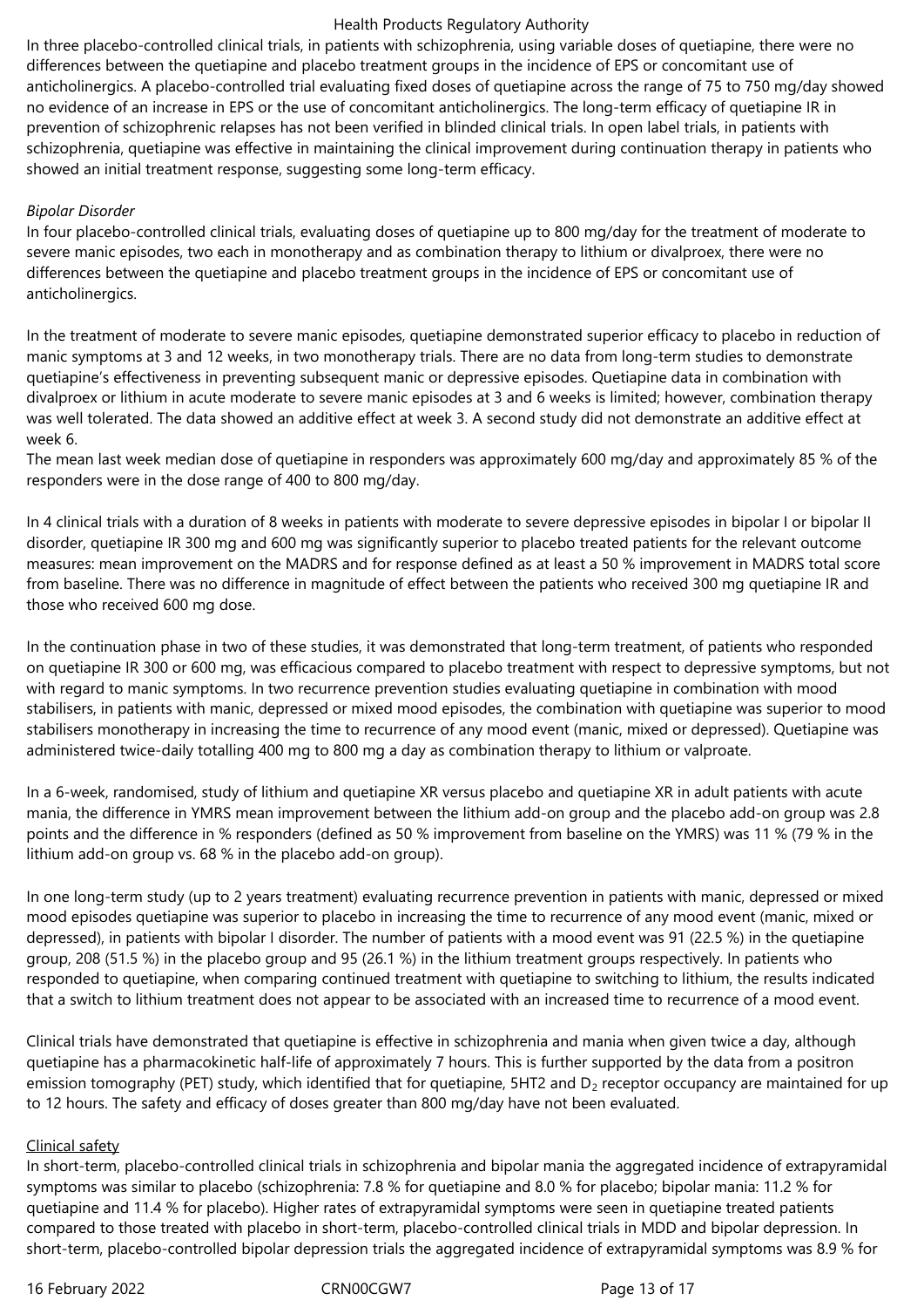In three placebo-controlled clinical trials, in patients with schizophrenia, using variable doses of quetiapine, there were no differences between the quetiapine and placebo treatment groups in the incidence of EPS or concomitant use of anticholinergics. A placebo-controlled trial evaluating fixed doses of quetiapine across the range of 75 to 750 mg/day showed no evidence of an increase in EPS or the use of concomitant anticholinergics. The long-term efficacy of quetiapine IR in prevention of schizophrenic relapses has not been verified in blinded clinical trials. In open label trials, in patients with schizophrenia, quetiapine was effective in maintaining the clinical improvement during continuation therapy in patients who showed an initial treatment response, suggesting some long-term efficacy.

*Bipolar Disorder*

In four placebo-controlled clinical trials, evaluating doses of quetiapine up to 800 mg/day for the treatment of moderate to severe manic episodes, two each in monotherapy and as combination therapy to lithium or divalproex, there were no differences between the quetiapine and placebo treatment groups in the incidence of EPS or concomitant use of anticholinergics.

In the treatment of moderate to severe manic episodes, quetiapine demonstrated superior efficacy to placebo in reduction of manic symptoms at 3 and 12 weeks, in two monotherapy trials. There are no data from long-term studies to demonstrate quetiapine's effectiveness in preventing subsequent manic or depressive episodes. Quetiapine data in combination with divalproex or lithium in acute moderate to severe manic episodes at 3 and 6 weeks is limited; however, combination therapy was well tolerated. The data showed an additive effect at week 3. A second study did not demonstrate an additive effect at week 6.

The mean last week median dose of quetiapine in responders was approximately 600 mg/day and approximately 85 % of the responders were in the dose range of 400 to 800 mg/day.

In 4 clinical trials with a duration of 8 weeks in patients with moderate to severe depressive episodes in bipolar I or bipolar II disorder, quetiapine IR 300 mg and 600 mg was significantly superior to placebo treated patients for the relevant outcome measures: mean improvement on the MADRS and for response defined as at least a 50 % improvement in MADRS total score from baseline. There was no difference in magnitude of effect between the patients who received 300 mg quetiapine IR and those who received 600 mg dose.

In the continuation phase in two of these studies, it was demonstrated that long-term treatment, of patients who responded on quetiapine IR 300 or 600 mg, was efficacious compared to placebo treatment with respect to depressive symptoms, but not with regard to manic symptoms. In two recurrence prevention studies evaluating quetiapine in combination with mood stabilisers, in patients with manic, depressed or mixed mood episodes, the combination with quetiapine was superior to mood stabilisers monotherapy in increasing the time to recurrence of any mood event (manic, mixed or depressed). Quetiapine was administered twice-daily totalling 400 mg to 800 mg a day as combination therapy to lithium or valproate.

In a 6-week, randomised, study of lithium and quetiapine XR versus placebo and quetiapine XR in adult patients with acute mania, the difference in YMRS mean improvement between the lithium add-on group and the placebo add-on group was 2.8 points and the difference in % responders (defined as 50 % improvement from baseline on the YMRS) was 11 % (79 % in the lithium add-on group vs. 68 % in the placebo add-on group).

In one long-term study (up to 2 years treatment) evaluating recurrence prevention in patients with manic, depressed or mixed mood episodes quetiapine was superior to placebo in increasing the time to recurrence of any mood event (manic, mixed or depressed), in patients with bipolar I disorder. The number of patients with a mood event was 91 (22.5 %) in the quetiapine group, 208 (51.5 %) in the placebo group and 95 (26.1 %) in the lithium treatment groups respectively. In patients who responded to quetiapine, when comparing continued treatment with quetiapine to switching to lithium, the results indicated that a switch to lithium treatment does not appear to be associated with an increased time to recurrence of a mood event.

Clinical trials have demonstrated that quetiapine is effective in schizophrenia and mania when given twice a day, although quetiapine has a pharmacokinetic half-life of approximately 7 hours. This is further supported by the data from a positron emission tomography (PET) study, which identified that for quetiapine, 5HT2 and $D_2$ receptor occupancy are maintained for up to 12 hours. The safety and efficacy of doses greater than 800 mg/day have not been evaluated.

Clinical safety

In short-term, placebo-controlled clinical trials in schizophrenia and bipolar mania the aggregated incidence of extrapyramidal symptoms was similar to placebo (schizophrenia: 7.8 % for quetiapine and 8.0 % for placebo; bipolar mania: 11.2 % for quetiapine and 11.4 % for placebo). Higher rates of extrapyramidal symptoms were seen in quetiapine treated patients compared to those treated with placebo in short-term, placebo-controlled clinical trials in MDD and bipolar depression. In short-term, placebo-controlled bipolar depression trials the aggregated incidence of extrapyramidal symptoms was 8.9 % for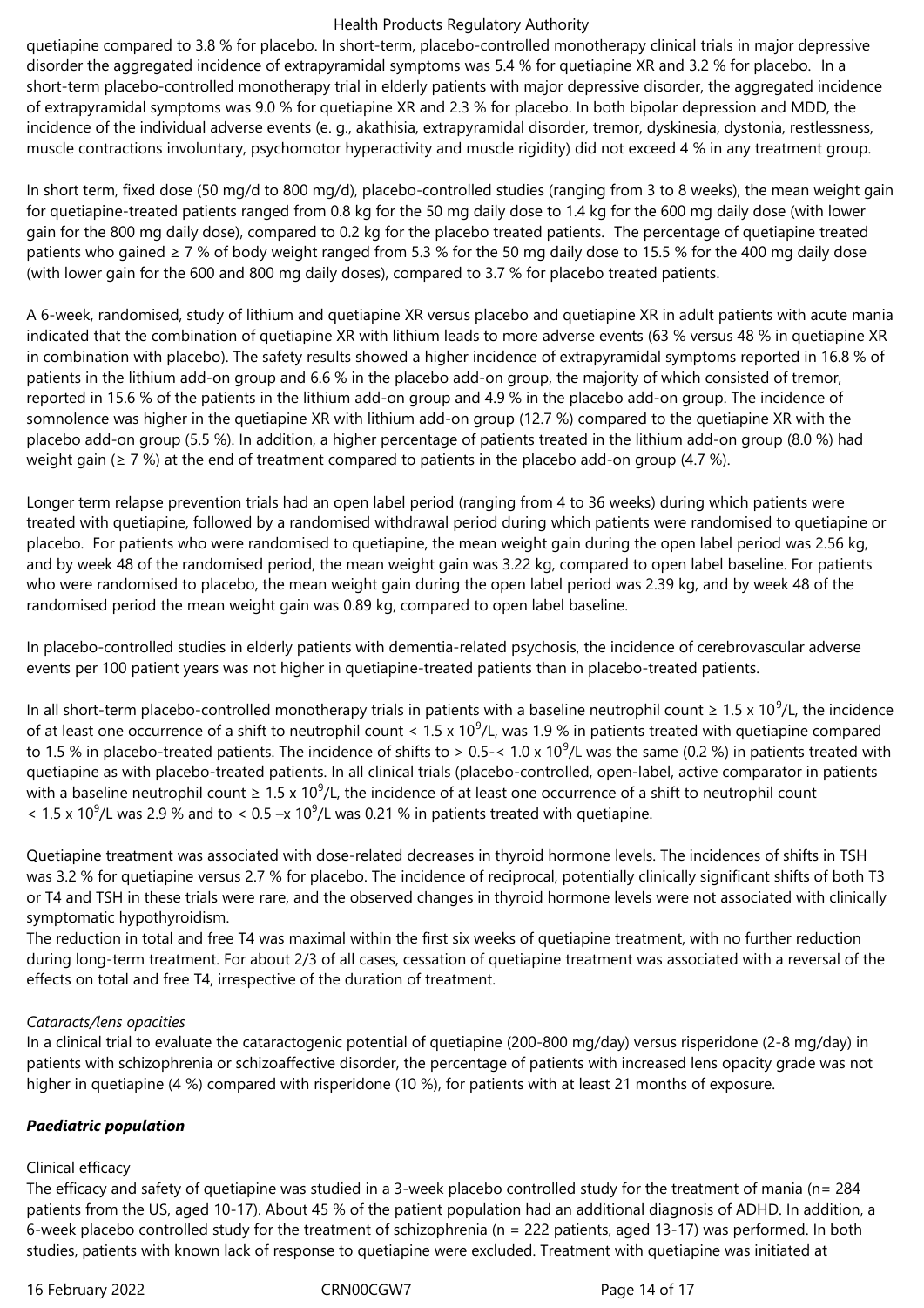quetiapine compared to 3.8 % for placebo. In short-term, placebo-controlled monotherapy clinical trials in major depressive disorder the aggregated incidence of extrapyramidal symptoms was 5.4 % for quetiapine XR and 3.2 % for placebo. In a short-term placebo-controlled monotherapy trial in elderly patients with major depressive disorder, the aggregated incidence of extrapyramidal symptoms was 9.0 % for quetiapine XR and 2.3 % for placebo. In both bipolar depression and MDD, the incidence of the individual adverse events (e. g., akathisia, extrapyramidal disorder, tremor, dyskinesia, dystonia, restlessness, muscle contractions involuntary, psychomotor hyperactivity and muscle rigidity) did not exceed 4 % in any treatment group.

In short term, fixed dose (50 mg/d to 800 mg/d), placebo-controlled studies (ranging from 3 to 8 weeks), the mean weight gain for quetiapine-treated patients ranged from 0.8 kg for the 50 mg daily dose to 1.4 kg for the 600 mg daily dose (with lower gain for the 800 mg daily dose), compared to 0.2 kg for the placebo treated patients. The percentage of quetiapine treated patients who gained ≥ 7 % of body weight ranged from 5.3 % for the 50 mg daily dose to 15.5 % for the 400 mg daily dose (with lower gain for the 600 and 800 mg daily doses), compared to 3.7 % for placebo treated patients.

A 6-week, randomised, study of lithium and quetiapine XR versus placebo and quetiapine XR in adult patients with acute mania indicated that the combination of quetiapine XR with lithium leads to more adverse events (63 % versus 48 % in quetiapine XR in combination with placebo). The safety results showed a higher incidence of extrapyramidal symptoms reported in 16.8 % of patients in the lithium add-on group and 6.6 % in the placebo add-on group, the majority of which consisted of tremor, reported in 15.6 % of the patients in the lithium add-on group and 4.9 % in the placebo add-on group. The incidence of somnolence was higher in the quetiapine XR with lithium add-on group (12.7 %) compared to the quetiapine XR with the placebo add-on group (5.5 %). In addition, a higher percentage of patients treated in the lithium add-on group (8.0 %) had weight gain (≥ 7 %) at the end of treatment compared to patients in the placebo add-on group (4.7 %).

Longer term relapse prevention trials had an open label period (ranging from 4 to 36 weeks) during which patients were treated with quetiapine, followed by a randomised withdrawal period during which patients were randomised to quetiapine or placebo. For patients who were randomised to quetiapine, the mean weight gain during the open label period was 2.56 kg, and by week 48 of the randomised period, the mean weight gain was 3.22 kg, compared to open label baseline. For patients who were randomised to placebo, the mean weight gain during the open label period was 2.39 kg, and by week 48 of the randomised period the mean weight gain was 0.89 kg, compared to open label baseline.

In placebo-controlled studies in elderly patients with dementia-related psychosis, the incidence of cerebrovascular adverse events per 100 patient years was not higher in quetiapine-treated patients than in placebo-treated patients.

In all short-term placebo-controlled monotherapy trials in patients with a baseline neutrophil count ≥ 1.5 x $10^9$/L, the incidence of at least one occurrence of a shift to neutrophil count < 1.5 x $10^9$/L, was 1.9 % in patients treated with quetiapine compared to 1.5 % in placebo-treated patients. The incidence of shifts to > 0.5-< 1.0 x $10^9$/L was the same (0.2 %) in patients treated with quetiapine as with placebo-treated patients. In all clinical trials (placebo-controlled, open-label, active comparator in patients with a baseline neutrophil count ≥ 1.5 x $10^9$/L, the incidence of at least one occurrence of a shift to neutrophil count < 1.5 x $10^9$/L was 2.9 % and to < 0.5 –x $10^9$/L was 0.21 % in patients treated with quetiapine.

Quetiapine treatment was associated with dose-related decreases in thyroid hormone levels. The incidences of shifts in TSH was 3.2 % for quetiapine versus 2.7 % for placebo. The incidence of reciprocal, potentially clinically significant shifts of both T3 or T4 and TSH in these trials were rare, and the observed changes in thyroid hormone levels were not associated with clinically symptomatic hypothyroidism.
The reduction in total and free T4 was maximal within the first six weeks of quetiapine treatment, with no further reduction during long-term treatment. For about 2/3 of all cases, cessation of quetiapine treatment was associated with a reversal of the effects on total and free T4, irrespective of the duration of treatment.

*Cataracts/lens opacities*
In a clinical trial to evaluate the cataractogenic potential of quetiapine (200-800 mg/day) versus risperidone (2-8 mg/day) in patients with schizophrenia or schizoaffective disorder, the percentage of patients with increased lens opacity grade was not higher in quetiapine (4 %) compared with risperidone (10 %), for patients with at least 21 months of exposure.

***Paediatric population***

Clinical efficacy
The efficacy and safety of quetiapine was studied in a 3-week placebo controlled study for the treatment of mania (n= 284 patients from the US, aged 10-17). About 45 % of the patient population had an additional diagnosis of ADHD. In addition, a 6-week placebo controlled study for the treatment of schizophrenia (n = 222 patients, aged 13-17) was performed. In both studies, patients with known lack of response to quetiapine were excluded. Treatment with quetiapine was initiated at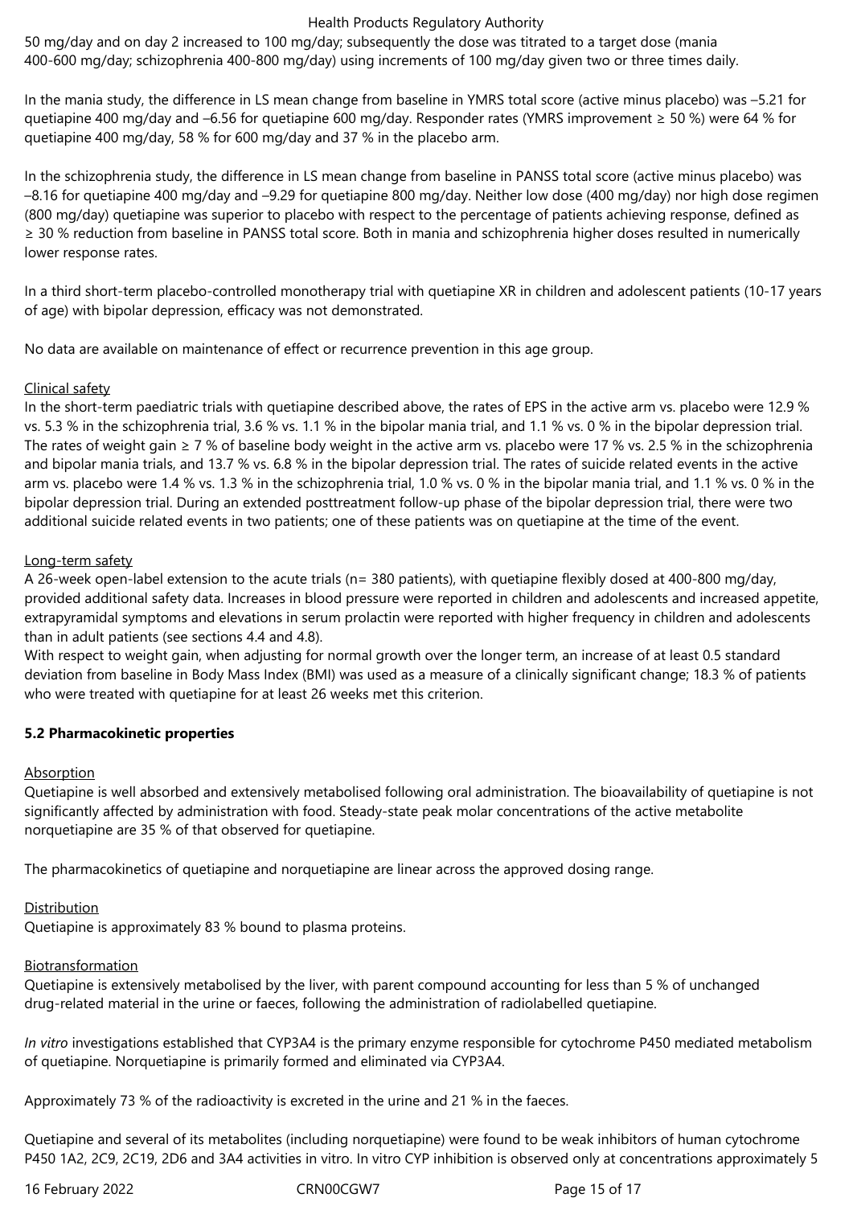50 mg/day and on day 2 increased to 100 mg/day; subsequently the dose was titrated to a target dose (mania 400-600 mg/day; schizophrenia 400-800 mg/day) using increments of 100 mg/day given two or three times daily.

In the mania study, the difference in LS mean change from baseline in YMRS total score (active minus placebo) was –5.21 for quetiapine 400 mg/day and –6.56 for quetiapine 600 mg/day. Responder rates (YMRS improvement ≥ 50 %) were 64 % for quetiapine 400 mg/day, 58 % for 600 mg/day and 37 % in the placebo arm.

In the schizophrenia study, the difference in LS mean change from baseline in PANSS total score (active minus placebo) was –8.16 for quetiapine 400 mg/day and –9.29 for quetiapine 800 mg/day. Neither low dose (400 mg/day) nor high dose regimen (800 mg/day) quetiapine was superior to placebo with respect to the percentage of patients achieving response, defined as ≥ 30 % reduction from baseline in PANSS total score. Both in mania and schizophrenia higher doses resulted in numerically lower response rates.

In a third short-term placebo-controlled monotherapy trial with quetiapine XR in children and adolescent patients (10-17 years of age) with bipolar depression, efficacy was not demonstrated.

No data are available on maintenance of effect or recurrence prevention in this age group.

Clinical safety

In the short-term paediatric trials with quetiapine described above, the rates of EPS in the active arm vs. placebo were 12.9 % vs. 5.3 % in the schizophrenia trial, 3.6 % vs. 1.1 % in the bipolar mania trial, and 1.1 % vs. 0 % in the bipolar depression trial. The rates of weight gain ≥ 7 % of baseline body weight in the active arm vs. placebo were 17 % vs. 2.5 % in the schizophrenia and bipolar mania trials, and 13.7 % vs. 6.8 % in the bipolar depression trial. The rates of suicide related events in the active arm vs. placebo were 1.4 % vs. 1.3 % in the schizophrenia trial, 1.0 % vs. 0 % in the bipolar mania trial, and 1.1 % vs. 0 % in the bipolar depression trial. During an extended posttreatment follow-up phase of the bipolar depression trial, there were two additional suicide related events in two patients; one of these patients was on quetiapine at the time of the event.

Long-term safety

A 26-week open-label extension to the acute trials (n= 380 patients), with quetiapine flexibly dosed at 400-800 mg/day, provided additional safety data. Increases in blood pressure were reported in children and adolescents and increased appetite, extrapyramidal symptoms and elevations in serum prolactin were reported with higher frequency in children and adolescents than in adult patients (see sections 4.4 and 4.8).

With respect to weight gain, when adjusting for normal growth over the longer term, an increase of at least 0.5 standard deviation from baseline in Body Mass Index (BMI) was used as a measure of a clinically significant change; 18.3 % of patients who were treated with quetiapine for at least 26 weeks met this criterion.

**5.2 Pharmacokinetic properties**

Absorption

Quetiapine is well absorbed and extensively metabolised following oral administration. The bioavailability of quetiapine is not significantly affected by administration with food. Steady-state peak molar concentrations of the active metabolite norquetiapine are 35 % of that observed for quetiapine.

The pharmacokinetics of quetiapine and norquetiapine are linear across the approved dosing range.

Distribution

Quetiapine is approximately 83 % bound to plasma proteins.

Biotransformation

Quetiapine is extensively metabolised by the liver, with parent compound accounting for less than 5 % of unchanged drug-related material in the urine or faeces, following the administration of radiolabelled quetiapine.

*In vitro* investigations established that CYP3A4 is the primary enzyme responsible for cytochrome P450 mediated metabolism of quetiapine. Norquetiapine is primarily formed and eliminated via CYP3A4.

Approximately 73 % of the radioactivity is excreted in the urine and 21 % in the faeces.

Quetiapine and several of its metabolites (including norquetiapine) were found to be weak inhibitors of human cytochrome P450 1A2, 2C9, 2C19, 2D6 and 3A4 activities in vitro. In vitro CYP inhibition is observed only at concentrations approximately 5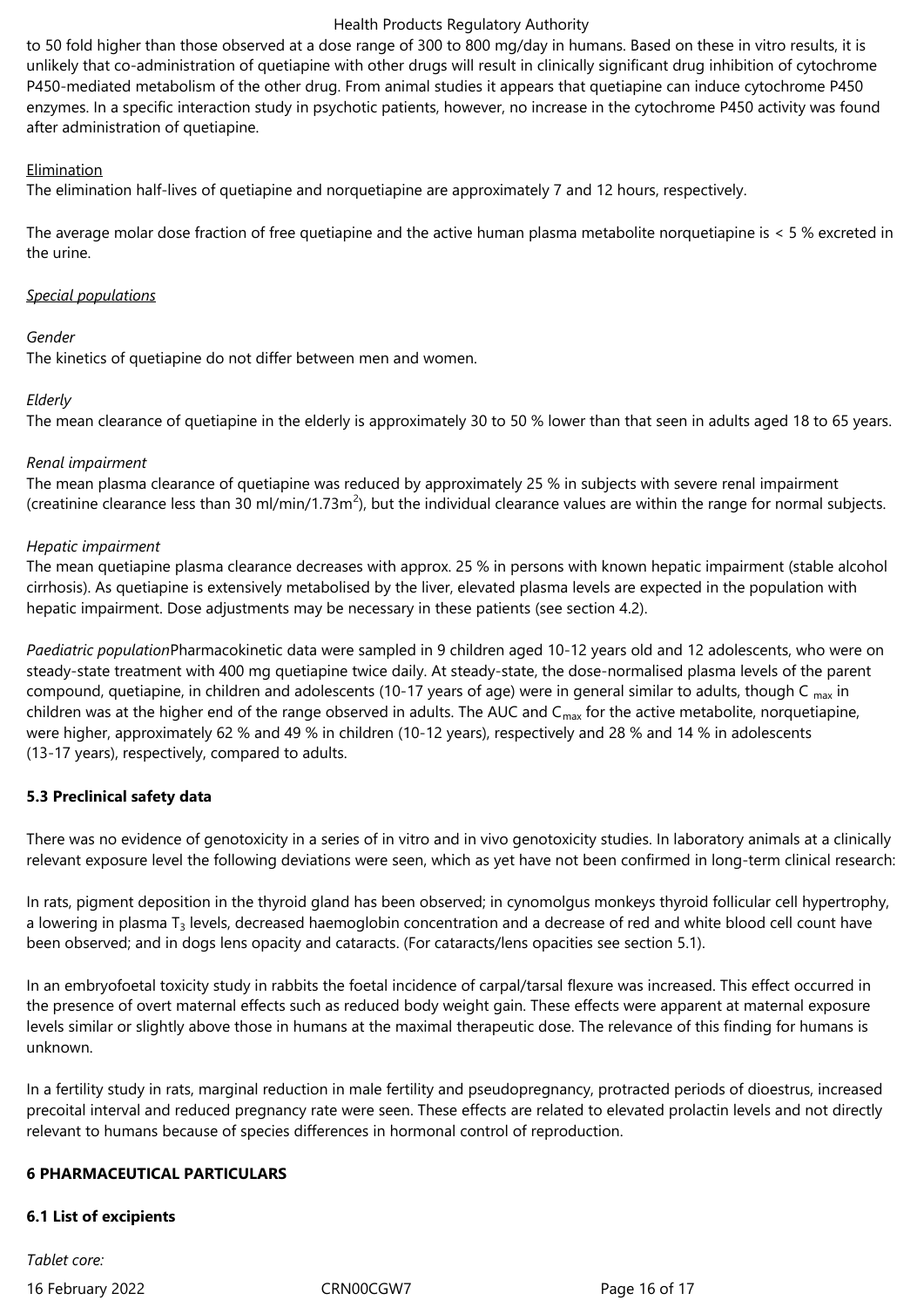to 50 fold higher than those observed at a dose range of 300 to 800 mg/day in humans. Based on these in vitro results, it is unlikely that co-administration of quetiapine with other drugs will result in clinically significant drug inhibition of cytochrome P450-mediated metabolism of the other drug. From animal studies it appears that quetiapine can induce cytochrome P450 enzymes. In a specific interaction study in psychotic patients, however, no increase in the cytochrome P450 activity was found after administration of quetiapine.

Elimination

The elimination half-lives of quetiapine and norquetiapine are approximately 7 and 12 hours, respectively.

The average molar dose fraction of free quetiapine and the active human plasma metabolite norquetiapine is < 5 % excreted in the urine.

*Special populations*

*Gender*

The kinetics of quetiapine do not differ between men and women.

*Elderly*

The mean clearance of quetiapine in the elderly is approximately 30 to 50 % lower than that seen in adults aged 18 to 65 years.

*Renal impairment*

The mean plasma clearance of quetiapine was reduced by approximately 25 % in subjects with severe renal impairment (creatinine clearance less than 30 ml/min/1.73m$^2$), but the individual clearance values are within the range for normal subjects.

*Hepatic impairment*

The mean quetiapine plasma clearance decreases with approx. 25 % in persons with known hepatic impairment (stable alcohol cirrhosis). As quetiapine is extensively metabolised by the liver, elevated plasma levels are expected in the population with hepatic impairment. Dose adjustments may be necessary in these patients (see section 4.2).

*Paediatric population*Pharmacokinetic data were sampled in 9 children aged 10-12 years old and 12 adolescents, who were on steady-state treatment with 400 mg quetiapine twice daily. At steady-state, the dose-normalised plasma levels of the parent compound, quetiapine, in children and adolescents (10-17 years of age) were in general similar to adults, though $C_{max}$ in children was at the higher end of the range observed in adults. The AUC and $C_{max}$ for the active metabolite, norquetiapine, were higher, approximately 62 % and 49 % in children (10-12 years), respectively and 28 % and 14 % in adolescents (13-17 years), respectively, compared to adults.

**5.3 Preclinical safety data**

There was no evidence of genotoxicity in a series of in vitro and in vivo genotoxicity studies. In laboratory animals at a clinically relevant exposure level the following deviations were seen, which as yet have not been confirmed in long-term clinical research:

In rats, pigment deposition in the thyroid gland has been observed; in cynomolgus monkeys thyroid follicular cell hypertrophy, a lowering in plasma $T_3$ levels, decreased haemoglobin concentration and a decrease of red and white blood cell count have been observed; and in dogs lens opacity and cataracts. (For cataracts/lens opacities see section 5.1).

In an embryofoetal toxicity study in rabbits the foetal incidence of carpal/tarsal flexure was increased. This effect occurred in the presence of overt maternal effects such as reduced body weight gain. These effects were apparent at maternal exposure levels similar or slightly above those in humans at the maximal therapeutic dose. The relevance of this finding for humans is unknown.

In a fertility study in rats, marginal reduction in male fertility and pseudopregnancy, protracted periods of dioestrus, increased precoital interval and reduced pregnancy rate were seen. These effects are related to elevated prolactin levels and not directly relevant to humans because of species differences in hormonal control of reproduction.

**6 PHARMACEUTICAL PARTICULARS**

**6.1 List of excipients**

*Tablet core:*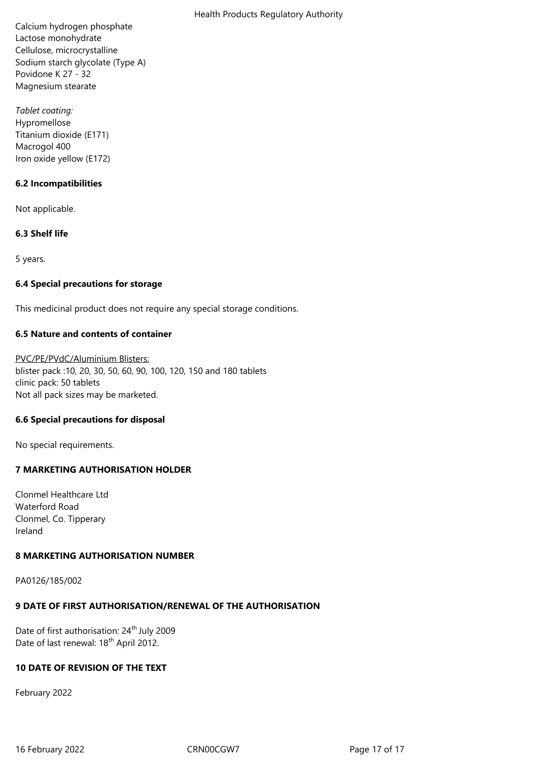Calcium hydrogen phosphate
Lactose monohydrate
Cellulose, microcrystalline
Sodium starch glycolate (Type A)
Povidone K 27 - 32
Magnesium stearate

*Tablet coating:*
Hypromellose
Titanium dioxide (E171)
Macrogol 400
Iron oxide yellow (E172)

### 6.2 Incompatibilities

Not applicable.

### 6.3 Shelf life

5 years.

### 6.4 Special precautions for storage

This medicinal product does not require any special storage conditions.

### 6.5 Nature and contents of container

PVC/PE/PVdC/Aluminium Blisters:
blister pack :10, 20, 30, 50, 60, 90, 100, 120, 150 and 180 tablets
clinic pack: 50 tablets
Not all pack sizes may be marketed.

### 6.6 Special precautions for disposal

No special requirements.

## 7 MARKETING AUTHORISATION HOLDER

Clonmel Healthcare Ltd
Waterford Road
Clonmel, Co. Tipperary
Ireland

## 8 MARKETING AUTHORISATION NUMBER

PA0126/185/002

## 9 DATE OF FIRST AUTHORISATION/RENEWAL OF THE AUTHORISATION

Date of first authorisation: 24th July 2009
Date of last renewal: 18th April 2012.

## 10 DATE OF REVISION OF THE TEXT

February 2022